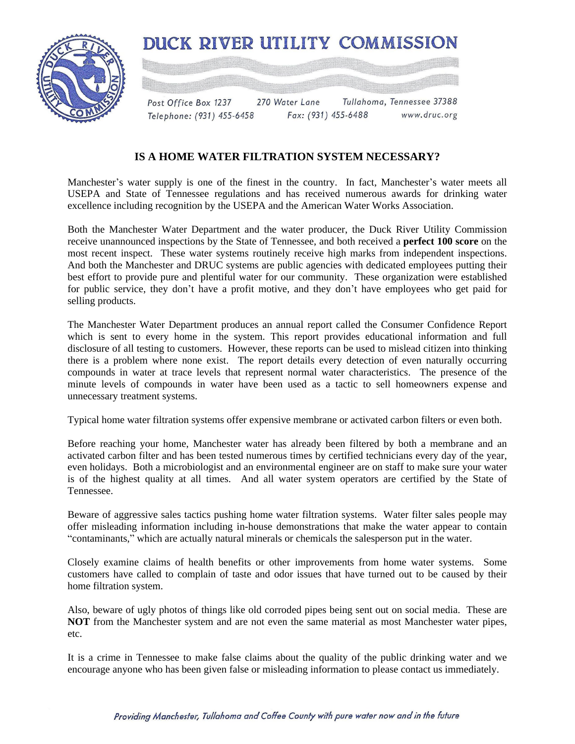# DUCK RIVER UTILITY COMMISSION

Post Office Box 1237 270 Water Lane Tullahoma, Tennessee 37388
Telephone: (931) 455-6458 Fax: (931) 455-6488 www.druc.org

## IS A HOME WATER FILTRATION SYSTEM NECESSARY?

Manchester's water supply is one of the finest in the country. In fact, Manchester's water meets all USEPA and State of Tennessee regulations and has received numerous awards for drinking water excellence including recognition by the USEPA and the American Water Works Association.

Both the Manchester Water Department and the water producer, the Duck River Utility Commission receive unannounced inspections by the State of Tennessee, and both received a **perfect 100 score** on the most recent inspect. These water systems routinely receive high marks from independent inspections. And both the Manchester and DRUC systems are public agencies with dedicated employees putting their best effort to provide pure and plentiful water for our community. These organization were established for public service, they don't have a profit motive, and they don't have employees who get paid for selling products.

The Manchester Water Department produces an annual report called the Consumer Confidence Report which is sent to every home in the system. This report provides educational information and full disclosure of all testing to customers. However, these reports can be used to mislead citizen into thinking there is a problem where none exist. The report details every detection of even naturally occurring compounds in water at trace levels that represent normal water characteristics. The presence of the minute levels of compounds in water have been used as a tactic to sell homeowners expense and unnecessary treatment systems.

Typical home water filtration systems offer expensive membrane or activated carbon filters or even both.

Before reaching your home, Manchester water has already been filtered by both a membrane and an activated carbon filter and has been tested numerous times by certified technicians every day of the year, even holidays. Both a microbiologist and an environmental engineer are on staff to make sure your water is of the highest quality at all times. And all water system operators are certified by the State of Tennessee.

Beware of aggressive sales tactics pushing home water filtration systems. Water filter sales people may offer misleading information including in-house demonstrations that make the water appear to contain "contaminants," which are actually natural minerals or chemicals the salesperson put in the water.

Closely examine claims of health benefits or other improvements from home water systems. Some customers have called to complain of taste and odor issues that have turned out to be caused by their home filtration system.

Also, beware of ugly photos of things like old corroded pipes being sent out on social media. These are **NOT** from the Manchester system and are not even the same material as most Manchester water pipes, etc.

It is a crime in Tennessee to make false claims about the quality of the public drinking water and we encourage anyone who has been given false or misleading information to please contact us immediately.

*Providing Manchester, Tullahoma and Coffee County with pure water now and in the future*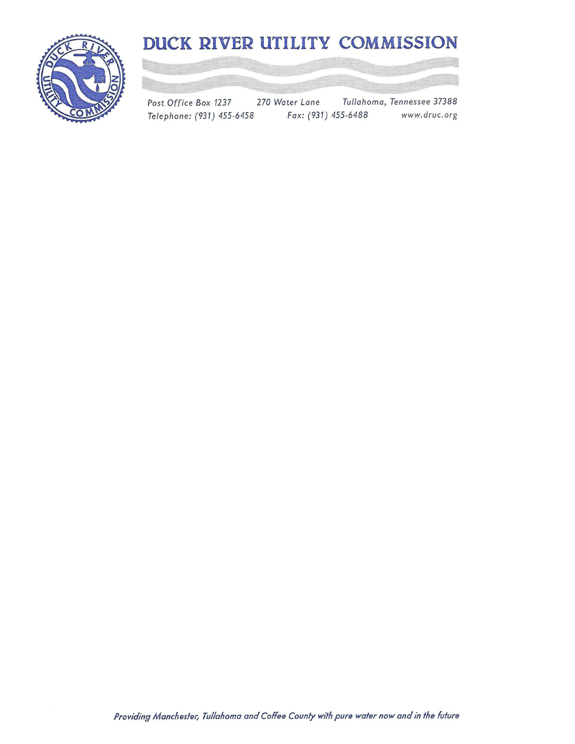# DUCK RIVER UTILITY COMMISSION

*Post Office Box 1237    270 Water Lane    Tullahoma, Tennessee 37388*
*Telephone: (931) 455-6458    Fax: (931) 455-6488    www.druc.org*

*Providing Manchester, Tullahoma and Coffee County with pure water now and in the future*